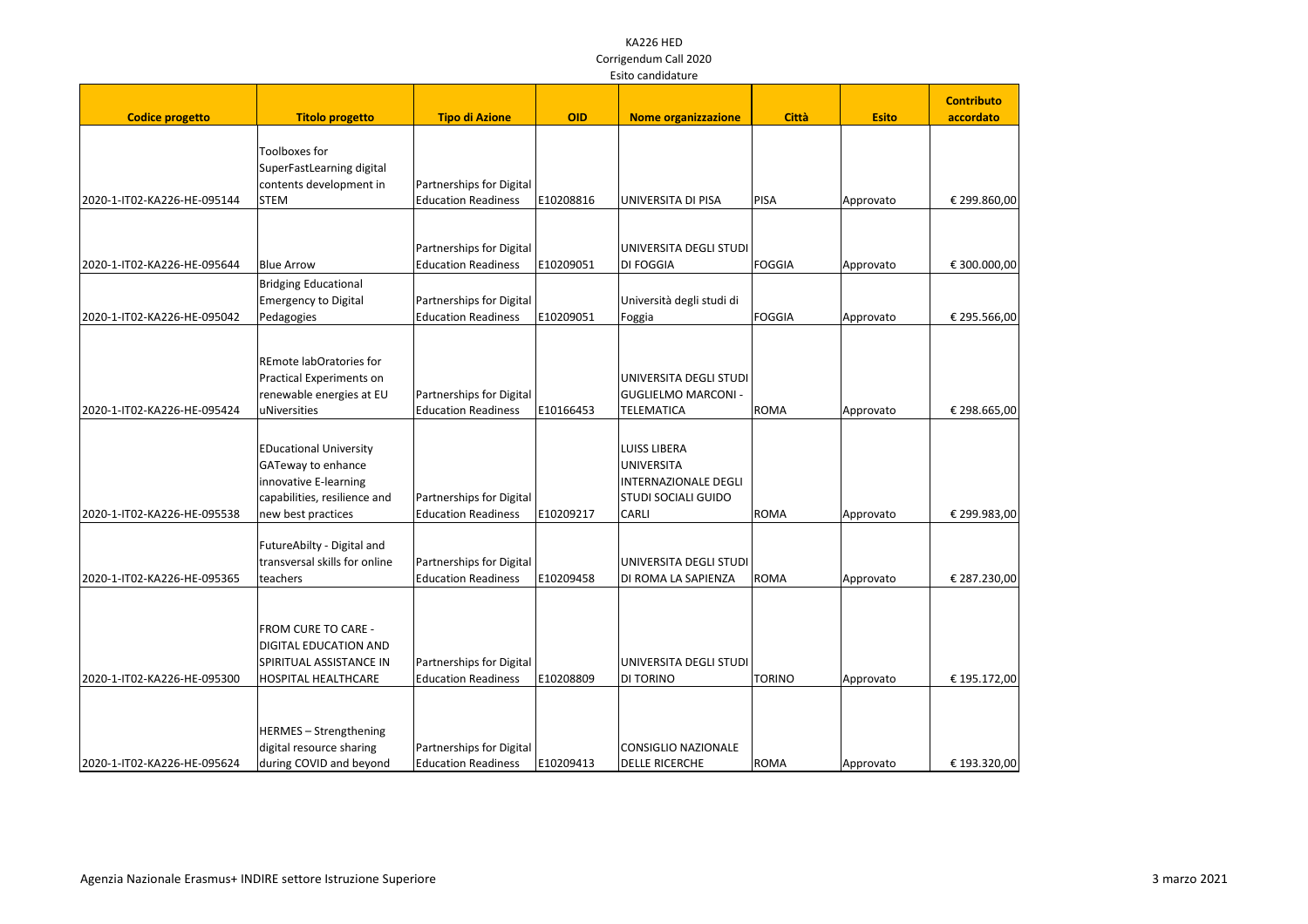# KA226 HED
## Corrigendum Call 2020
### Esito candidature

| Codice progetto | Titolo progetto | Tipo di Azione | OID | Nome organizzazione | Città | Esito | Contributo accordato |
|---|---|---|---|---|---|---|---|
| 2020-1-IT02-KA226-HE-095144 | Toolboxes for SuperFastLearning digital contents development in STEM | Partnerships for Digital Education Readiness | E10208816 | UNIVERSITA DI PISA | PISA | Approvato | € 299.860,00 |
| 2020-1-IT02-KA226-HE-095644 | Blue Arrow | Partnerships for Digital Education Readiness | E10209051 | UNIVERSITA DEGLI STUDI DI FOGGIA | FOGGIA | Approvato | € 300.000,00 |
| 2020-1-IT02-KA226-HE-095042 | Bridging Educational Emergency to Digital Pedagogies | Partnerships for Digital Education Readiness | E10209051 | Università degli studi di Foggia | FOGGIA | Approvato | € 295.566,00 |
| 2020-1-IT02-KA226-HE-095424 | REmote labOratories for Practical Experiments on renewable energies at EU uNiversities | Partnerships for Digital Education Readiness | E10166453 | UNIVERSITA DEGLI STUDI GUGLIELMO MARCONI - TELEMATICA | ROMA | Approvato | € 298.665,00 |
| 2020-1-IT02-KA226-HE-095538 | EDucational University GATeway to enhance innovative E-learning capabilities, resilience and new best practices | Partnerships for Digital Education Readiness | E10209217 | LUISS LIBERA UNIVERSITA INTERNAZIONALE DEGLI STUDI SOCIALI GUIDO CARLI | ROMA | Approvato | € 299.983,00 |
| 2020-1-IT02-KA226-HE-095365 | FutureAbilty - Digital and transversal skills for online teachers | Partnerships for Digital Education Readiness | E10209458 | UNIVERSITA DEGLI STUDI DI ROMA LA SAPIENZA | ROMA | Approvato | € 287.230,00 |
| 2020-1-IT02-KA226-HE-095300 | FROM CURE TO CARE - DIGITAL EDUCATION AND SPIRITUAL ASSISTANCE IN HOSPITAL HEALTHCARE | Partnerships for Digital Education Readiness | E10208809 | UNIVERSITA DEGLI STUDI DI TORINO | TORINO | Approvato | € 195.172,00 |
| 2020-1-IT02-KA226-HE-095624 | HERMES – Strengthening digital resource sharing during COVID and beyond | Partnerships for Digital Education Readiness | E10209413 | CONSIGLIO NAZIONALE DELLE RICERCHE | ROMA | Approvato | € 193.320,00 |

Agenzia Nazionale Erasmus+ INDIRE settore Istruzione Superiore

3 marzo 2021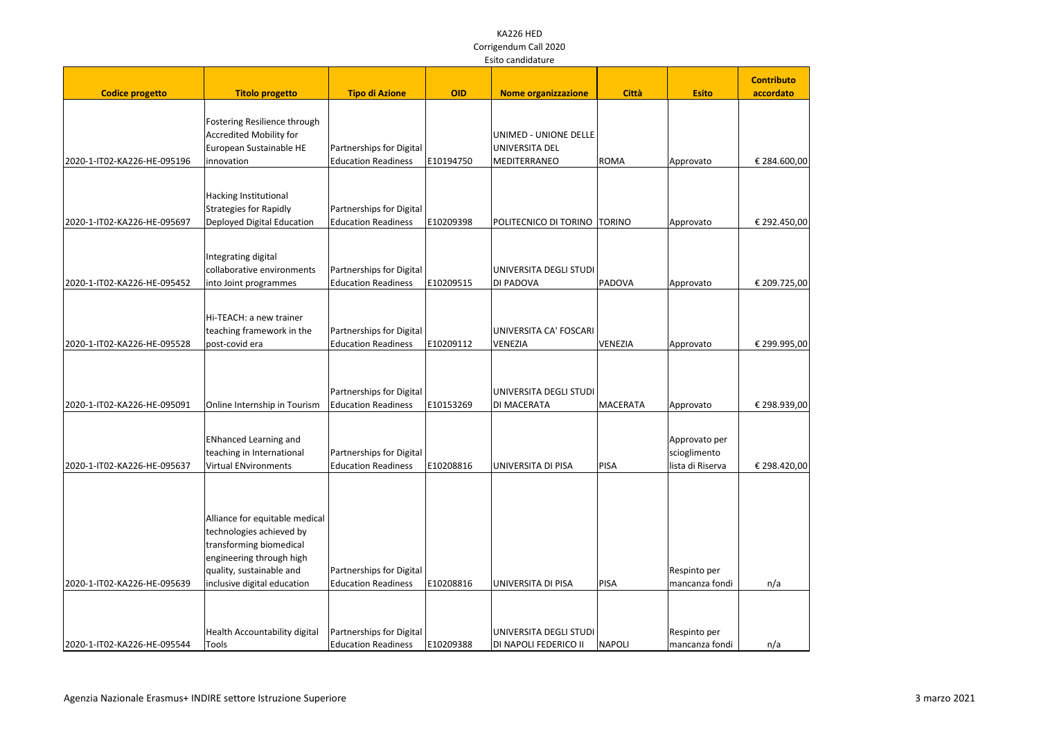KA226 HED
Corrigendum Call 2020
Esito candidature

| Codice progetto | Titolo progetto | Tipo di Azione | OID | Nome organizzazione | Città | Esito | Contributo accordato |
|---|---|---|---|---|---|---|---|
| 2020-1-IT02-KA226-HE-095196 | Fostering Resilience through Accredited Mobility for European Sustainable HE innovation | Partnerships for Digital Education Readiness | E10194750 | UNIMED - UNIONE DELLE UNIVERSITA DEL MEDITERRANEO | ROMA | Approvato | € 284.600,00 |
| 2020-1-IT02-KA226-HE-095697 | Hacking Institutional Strategies for Rapidly Deployed Digital Education | Partnerships for Digital Education Readiness | E10209398 | POLITECNICO DI TORINO | TORINO | Approvato | € 292.450,00 |
| 2020-1-IT02-KA226-HE-095452 | Integrating digital collaborative environments into Joint programmes | Partnerships for Digital Education Readiness | E10209515 | UNIVERSITA DEGLI STUDI DI PADOVA | PADOVA | Approvato | € 209.725,00 |
| 2020-1-IT02-KA226-HE-095528 | Hi-TEACH: a new trainer teaching framework in the post-covid era | Partnerships for Digital Education Readiness | E10209112 | UNIVERSITA CA' FOSCARI VENEZIA | VENEZIA | Approvato | € 299.995,00 |
| 2020-1-IT02-KA226-HE-095091 | Online Internship in Tourism | Partnerships for Digital Education Readiness | E10153269 | UNIVERSITA DEGLI STUDI DI MACERATA | MACERATA | Approvato | € 298.939,00 |
| 2020-1-IT02-KA226-HE-095637 | ENhanced Learning and teaching in International Virtual ENvironments | Partnerships for Digital Education Readiness | E10208816 | UNIVERSITA DI PISA | PISA | Approvato per scioglimento lista di Riserva | € 298.420,00 |
| 2020-1-IT02-KA226-HE-095639 | Alliance for equitable medical technologies achieved by transforming biomedical engineering through high quality, sustainable and inclusive digital education | Partnerships for Digital Education Readiness | E10208816 | UNIVERSITA DI PISA | PISA | Respinto per mancanza fondi | n/a |
| 2020-1-IT02-KA226-HE-095544 | Health Accountability digital Tools | Partnerships for Digital Education Readiness | E10209388 | UNIVERSITA DEGLI STUDI DI NAPOLI FEDERICO II | NAPOLI | Respinto per mancanza fondi | n/a |

Agenzia Nazionale Erasmus+ INDIRE settore Istruzione Superiore

3 marzo 2021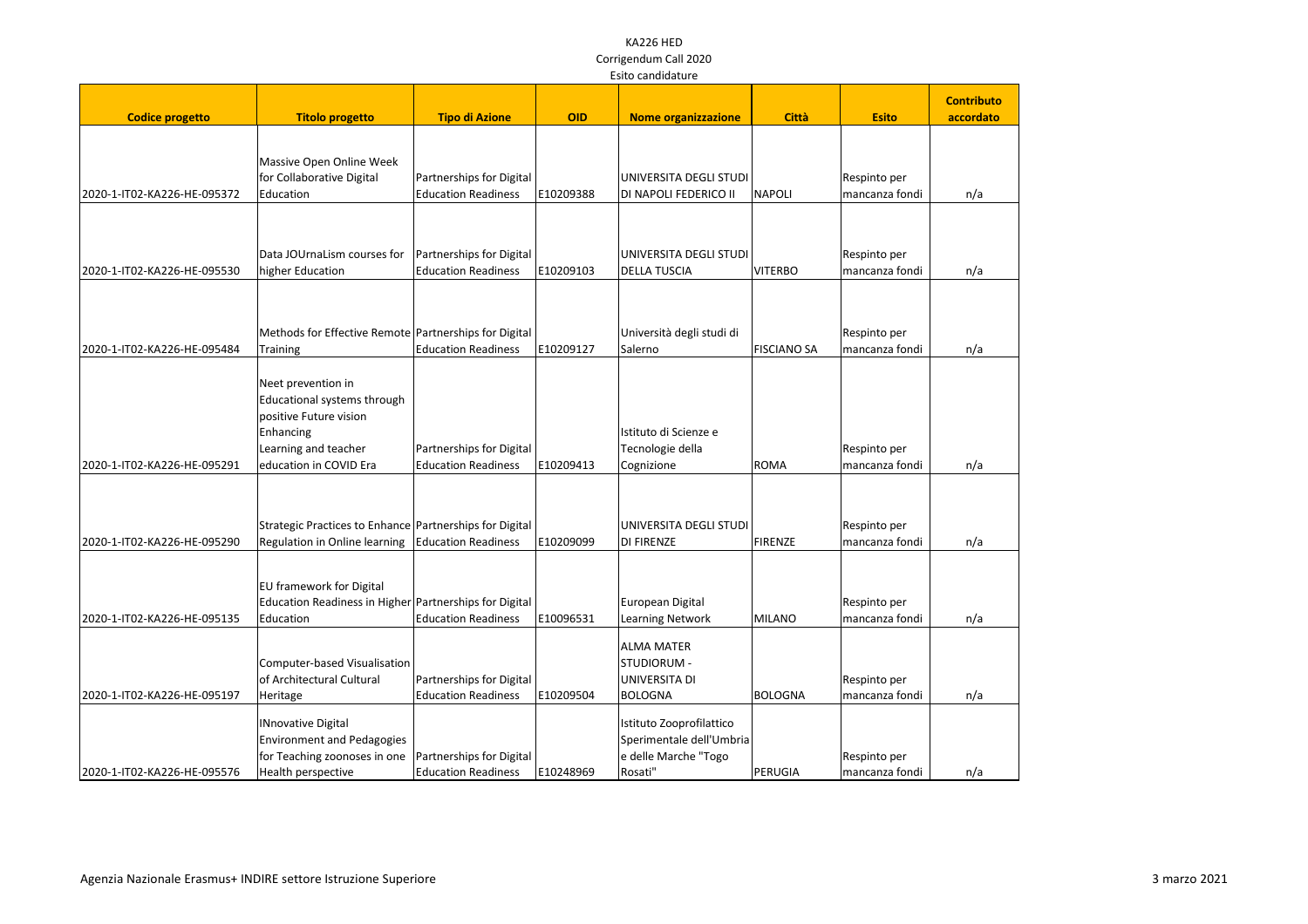KA226 HED
Corrigendum Call 2020
Esito candidature

| Codice progetto | Titolo progetto | Tipo di Azione | OID | Nome organizzazione | Città | Esito | Contributo accordato |
|---|---|---|---|---|---|---|---|
| 2020-1-IT02-KA226-HE-095372 | Massive Open Online Week for Collaborative Digital Education | Partnerships for Digital Education Readiness | E10209388 | UNIVERSITA DEGLI STUDI DI NAPOLI FEDERICO II | NAPOLI | Respinto per mancanza fondi | n/a |
| 2020-1-IT02-KA226-HE-095530 | Data JOUrnaLism courses for higher Education | Partnerships for Digital Education Readiness | E10209103 | UNIVERSITA DEGLI STUDI DELLA TUSCIA | VITERBO | Respinto per mancanza fondi | n/a |
| 2020-1-IT02-KA226-HE-095484 | Methods for Effective Remote Training | Partnerships for Digital Education Readiness | E10209127 | Università degli studi di Salerno | FISCIANO SA | Respinto per mancanza fondi | n/a |
| 2020-1-IT02-KA226-HE-095291 | Neet prevention in Educational systems through positive Future vision Enhancing Learning and teacher education in COVID Era | Partnerships for Digital Education Readiness | E10209413 | Istituto di Scienze e Tecnologie della Cognizione | ROMA | Respinto per mancanza fondi | n/a |
| 2020-1-IT02-KA226-HE-095290 | Strategic Practices to Enhance Regulation in Online learning | Partnerships for Digital Education Readiness | E10209099 | UNIVERSITA DEGLI STUDI DI FIRENZE | FIRENZE | Respinto per mancanza fondi | n/a |
| 2020-1-IT02-KA226-HE-095135 | EU framework for Digital Education Readiness in Higher Education | Partnerships for Digital Education Readiness | E10096531 | European Digital Learning Network | MILANO | Respinto per mancanza fondi | n/a |
| 2020-1-IT02-KA226-HE-095197 | Computer-based Visualisation of Architectural Cultural Heritage | Partnerships for Digital Education Readiness | E10209504 | ALMA MATER STUDIORUM - UNIVERSITA DI BOLOGNA | BOLOGNA | Respinto per mancanza fondi | n/a |
| 2020-1-IT02-KA226-HE-095576 | INnovative Digital Environment and Pedagogies for Teaching zoonoses in one Health perspective | Partnerships for Digital Education Readiness | E10248969 | Istituto Zooprofilattico Sperimentale dell'Umbria e delle Marche "Togo Rosati" | PERUGIA | Respinto per mancanza fondi | n/a |

Agenzia Nazionale Erasmus+ INDIRE settore Istruzione Superiore

3 marzo 2021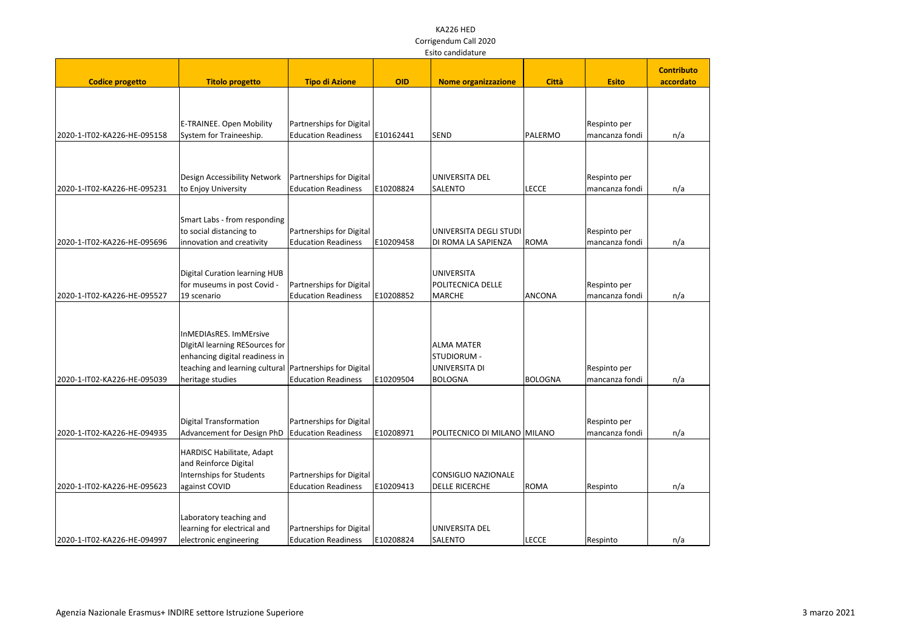KA226 HED
Corrigendum Call 2020
Esito candidature

| Codice progetto | Titolo progetto | Tipo di Azione | OID | Nome organizzazione | Città | Esito | Contributo accordato |
|---|---|---|---|---|---|---|---|
| 2020-1-IT02-KA226-HE-095158 | E-TRAINEE. Open Mobility System for Traineeship. | Partnerships for Digital Education Readiness | E10162441 | SEND | PALERMO | Respinto per mancanza fondi | n/a |
| 2020-1-IT02-KA226-HE-095231 | Design Accessibility Network to Enjoy University | Partnerships for Digital Education Readiness | E10208824 | UNIVERSITA DEL SALENTO | LECCE | Respinto per mancanza fondi | n/a |
| 2020-1-IT02-KA226-HE-095696 | Smart Labs - from responding to social distancing to innovation and creativity | Partnerships for Digital Education Readiness | E10209458 | UNIVERSITA DEGLI STUDI DI ROMA LA SAPIENZA | ROMA | Respinto per mancanza fondi | n/a |
| 2020-1-IT02-KA226-HE-095527 | Digital Curation learning HUB for museums in post Covid - 19 scenario | Partnerships for Digital Education Readiness | E10208852 | UNIVERSITA POLITECNICA DELLE MARCHE | ANCONA | Respinto per mancanza fondi | n/a |
| 2020-1-IT02-KA226-HE-095039 | InMEDIAsRES. ImMErsive DIgitAl learning RESources for enhancing digital readiness in teaching and learning cultural heritage studies | Partnerships for Digital Education Readiness | E10209504 | ALMA MATER STUDIORUM - UNIVERSITA DI BOLOGNA | BOLOGNA | Respinto per mancanza fondi | n/a |
| 2020-1-IT02-KA226-HE-094935 | Digital Transformation Advancement for Design PhD | Partnerships for Digital Education Readiness | E10208971 | POLITECNICO DI MILANO | MILANO | Respinto per mancanza fondi | n/a |
| 2020-1-IT02-KA226-HE-095623 | HARDISC Habilitate, Adapt and Reinforce Digital Internships for Students against COVID | Partnerships for Digital Education Readiness | E10209413 | CONSIGLIO NAZIONALE DELLE RICERCHE | ROMA | Respinto | n/a |
| 2020-1-IT02-KA226-HE-094997 | Laboratory teaching and learning for electrical and electronic engineering | Partnerships for Digital Education Readiness | E10208824 | UNIVERSITA DEL SALENTO | LECCE | Respinto | n/a |

Agenzia Nazionale Erasmus+ INDIRE settore Istruzione Superiore

3 marzo 2021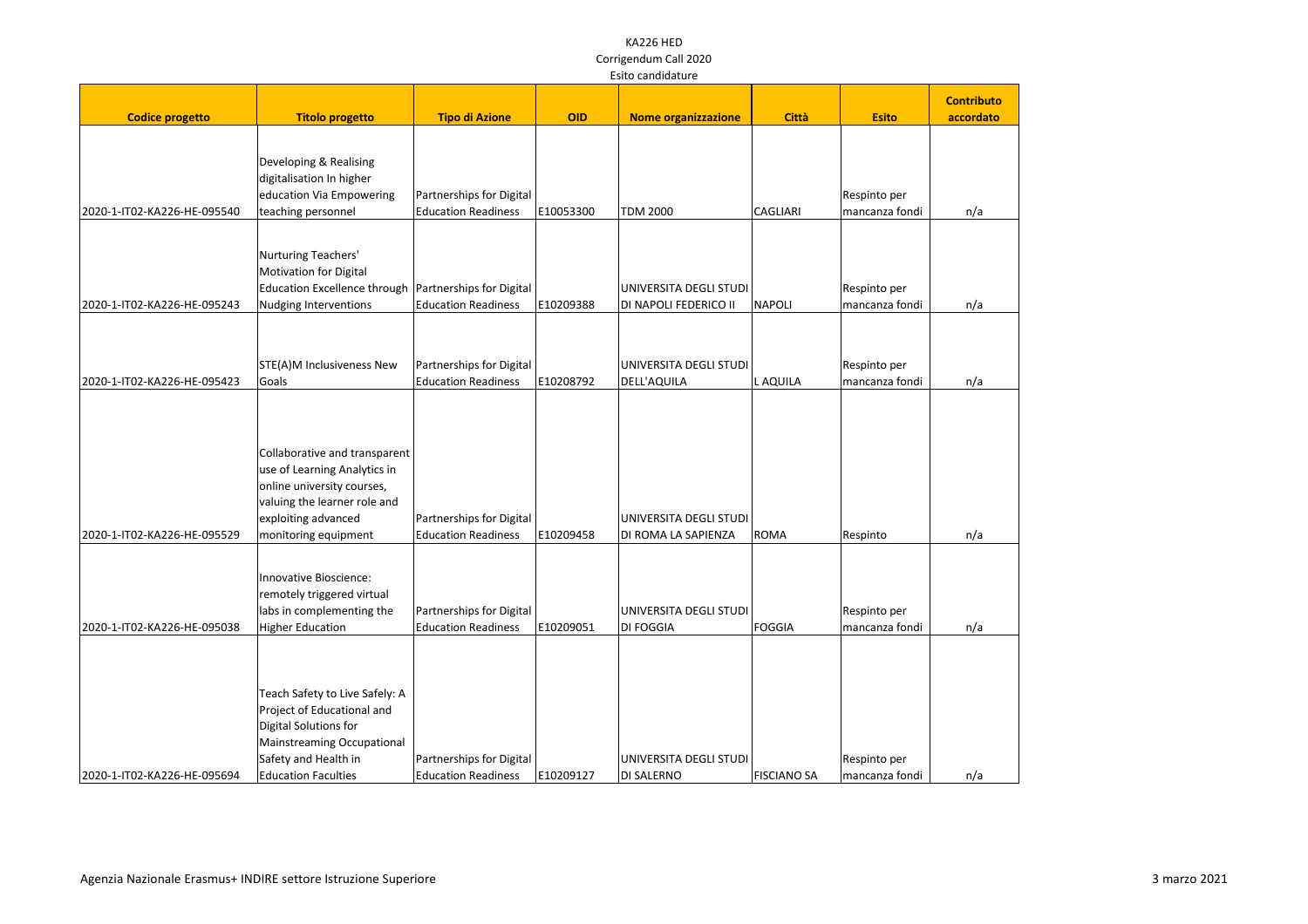KA226 HED
Corrigendum Call 2020
Esito candidature

| Codice progetto | Titolo progetto | Tipo di Azione | OID | Nome organizzazione | Città | Esito | Contributo accordato |
|---|---|---|---|---|---|---|---|
| 2020-1-IT02-KA226-HE-095540 | Developing & Realising digitalisation In higher education Via Empowering teaching personnel | Partnerships for Digital Education Readiness | E10053300 | TDM 2000 | CAGLIARI | Respinto per mancanza fondi | n/a |
| 2020-1-IT02-KA226-HE-095243 | Nurturing Teachers' Motivation for Digital Education Excellence through Nudging Interventions | Partnerships for Digital Education Readiness | E10209388 | UNIVERSITA DEGLI STUDI DI NAPOLI FEDERICO II | NAPOLI | Respinto per mancanza fondi | n/a |
| 2020-1-IT02-KA226-HE-095423 | STE(A)M Inclusiveness New Goals | Partnerships for Digital Education Readiness | E10208792 | UNIVERSITA DEGLI STUDI DELL'AQUILA | L AQUILA | Respinto per mancanza fondi | n/a |
| 2020-1-IT02-KA226-HE-095529 | Collaborative and transparent use of Learning Analytics in online university courses, valuing the learner role and exploiting advanced monitoring equipment | Partnerships for Digital Education Readiness | E10209458 | UNIVERSITA DEGLI STUDI DI ROMA LA SAPIENZA | ROMA | Respinto | n/a |
| 2020-1-IT02-KA226-HE-095038 | Innovative Bioscience: remotely triggered virtual labs in complementing the Higher Education | Partnerships for Digital Education Readiness | E10209051 | UNIVERSITA DEGLI STUDI DI FOGGIA | FOGGIA | Respinto per mancanza fondi | n/a |
| 2020-1-IT02-KA226-HE-095694 | Teach Safety to Live Safely: A Project of Educational and Digital Solutions for Mainstreaming Occupational Safety and Health in Education Faculties | Partnerships for Digital Education Readiness | E10209127 | UNIVERSITA DEGLI STUDI DI SALERNO | FISCIANO SA | Respinto per mancanza fondi | n/a |

Agenzia Nazionale Erasmus+ INDIRE settore Istruzione Superiore

3 marzo 2021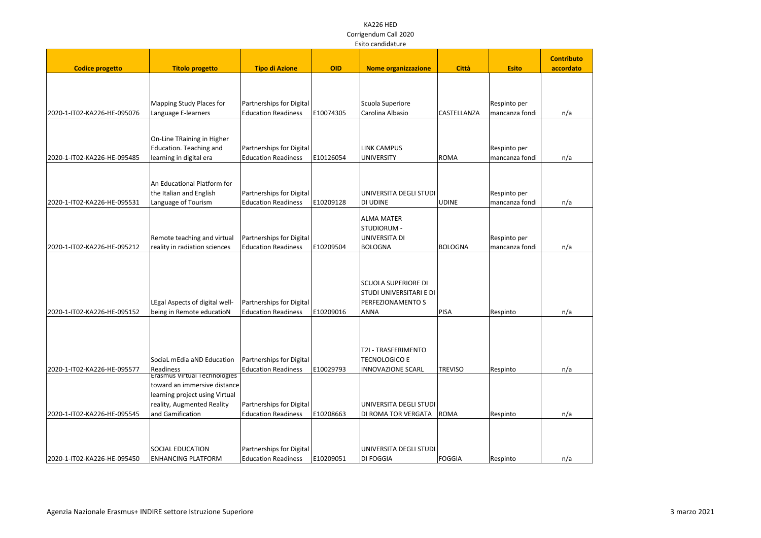KA226 HED
Corrigendum Call 2020
Esito candidature

| Codice progetto | Titolo progetto | Tipo di Azione | OID | Nome organizzazione | Città | Esito | Contributo accordato |
|---|---|---|---|---|---|---|---|
| 2020-1-IT02-KA226-HE-095076 | Mapping Study Places for Language E-learners | Partnerships for Digital Education Readiness | E10074305 | Scuola Superiore Carolina Albasio | CASTELLANZA | Respinto per mancanza fondi | n/a |
| 2020-1-IT02-KA226-HE-095485 | On-Line TRaining in Higher Education. Teaching and learning in digital era | Partnerships for Digital Education Readiness | E10126054 | LINK CAMPUS UNIVERSITY | ROMA | Respinto per mancanza fondi | n/a |
| 2020-1-IT02-KA226-HE-095531 | An Educational Platform for the Italian and English Language of Tourism | Partnerships for Digital Education Readiness | E10209128 | UNIVERSITA DEGLI STUDI DI UDINE | UDINE | Respinto per mancanza fondi | n/a |
| 2020-1-IT02-KA226-HE-095212 | Remote teaching and virtual reality in radiation sciences | Partnerships for Digital Education Readiness | E10209504 | ALMA MATER STUDIORUM - UNIVERSITA DI BOLOGNA | BOLOGNA | Respinto per mancanza fondi | n/a |
| 2020-1-IT02-KA226-HE-095152 | LEgal Aspects of digital well-being in Remote educatioN | Partnerships for Digital Education Readiness | E10209016 | SCUOLA SUPERIORE DI STUDI UNIVERSITARI E DI PERFEZIONAMENTO S ANNA | PISA | Respinto | n/a |
| 2020-1-IT02-KA226-HE-095577 | SociaL mEdia aND Education Readiness | Partnerships for Digital Education Readiness | E10029793 | T2I - TRASFERIMENTO TECNOLOGICO E INNOVAZIONE SCARL | TREVISO | Respinto | n/a |
| 2020-1-IT02-KA226-HE-095545 | Erasmus Virtual Technologies toward an immersive distance learning project using Virtual reality, Augmented Reality and Gamification | Partnerships for Digital Education Readiness | E10208663 | UNIVERSITA DEGLI STUDI DI ROMA TOR VERGATA | ROMA | Respinto | n/a |
| 2020-1-IT02-KA226-HE-095450 | SOCIAL EDUCATION ENHANCING PLATFORM | Partnerships for Digital Education Readiness | E10209051 | UNIVERSITA DEGLI STUDI DI FOGGIA | FOGGIA | Respinto | n/a |

Agenzia Nazionale Erasmus+ INDIRE settore Istruzione Superiore

3 marzo 2021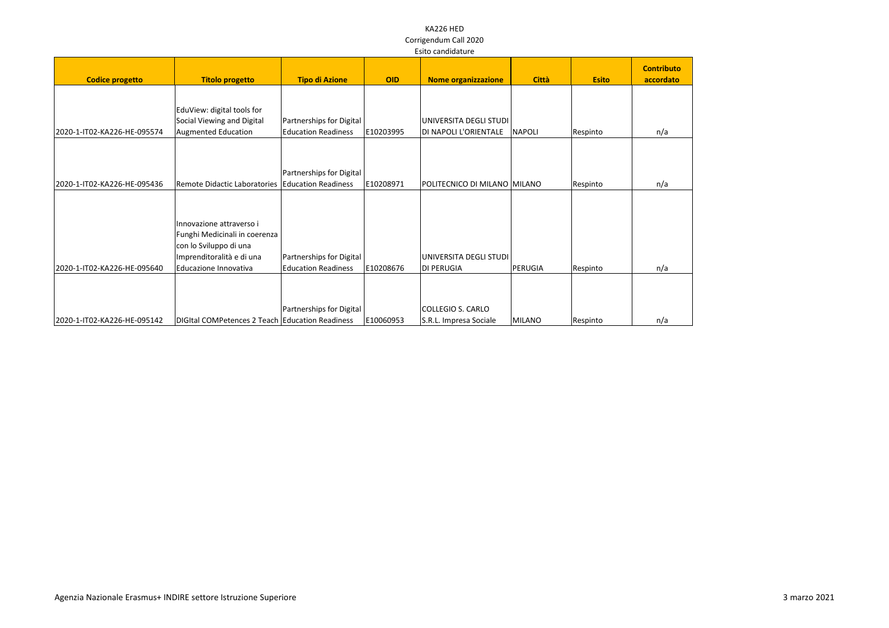KA226 HED

Corrigendum Call 2020

Esito candidature

| Codice progetto | Titolo progetto | Tipo di Azione | OID | Nome organizzazione | Città | Esito | Contributo accordato |
|---|---|---|---|---|---|---|---|
| 2020-1-IT02-KA226-HE-095574 | EduView: digital tools for Social Viewing and Digital Augmented Education | Partnerships for Digital Education Readiness | E10203995 | UNIVERSITA DEGLI STUDI DI NAPOLI L'ORIENTALE | NAPOLI | Respinto | n/a |
| 2020-1-IT02-KA226-HE-095436 | Remote Didactic Laboratories | Partnerships for Digital Education Readiness | E10208971 | POLITECNICO DI MILANO | MILANO | Respinto | n/a |
| 2020-1-IT02-KA226-HE-095640 | Innovazione attraverso i Funghi Medicinali in coerenza con lo Sviluppo di una Imprenditoralità e di una Educazione Innovativa | Partnerships for Digital Education Readiness | E10208676 | UNIVERSITA DEGLI STUDI DI PERUGIA | PERUGIA | Respinto | n/a |
| 2020-1-IT02-KA226-HE-095142 | DIGItal COMPetences 2 Teach | Partnerships for Digital Education Readiness | E10060953 | COLLEGIO S. CARLO S.R.L. Impresa Sociale | MILANO | Respinto | n/a |

Agenzia Nazionale Erasmus+ INDIRE settore Istruzione Superiore

3 marzo 2021